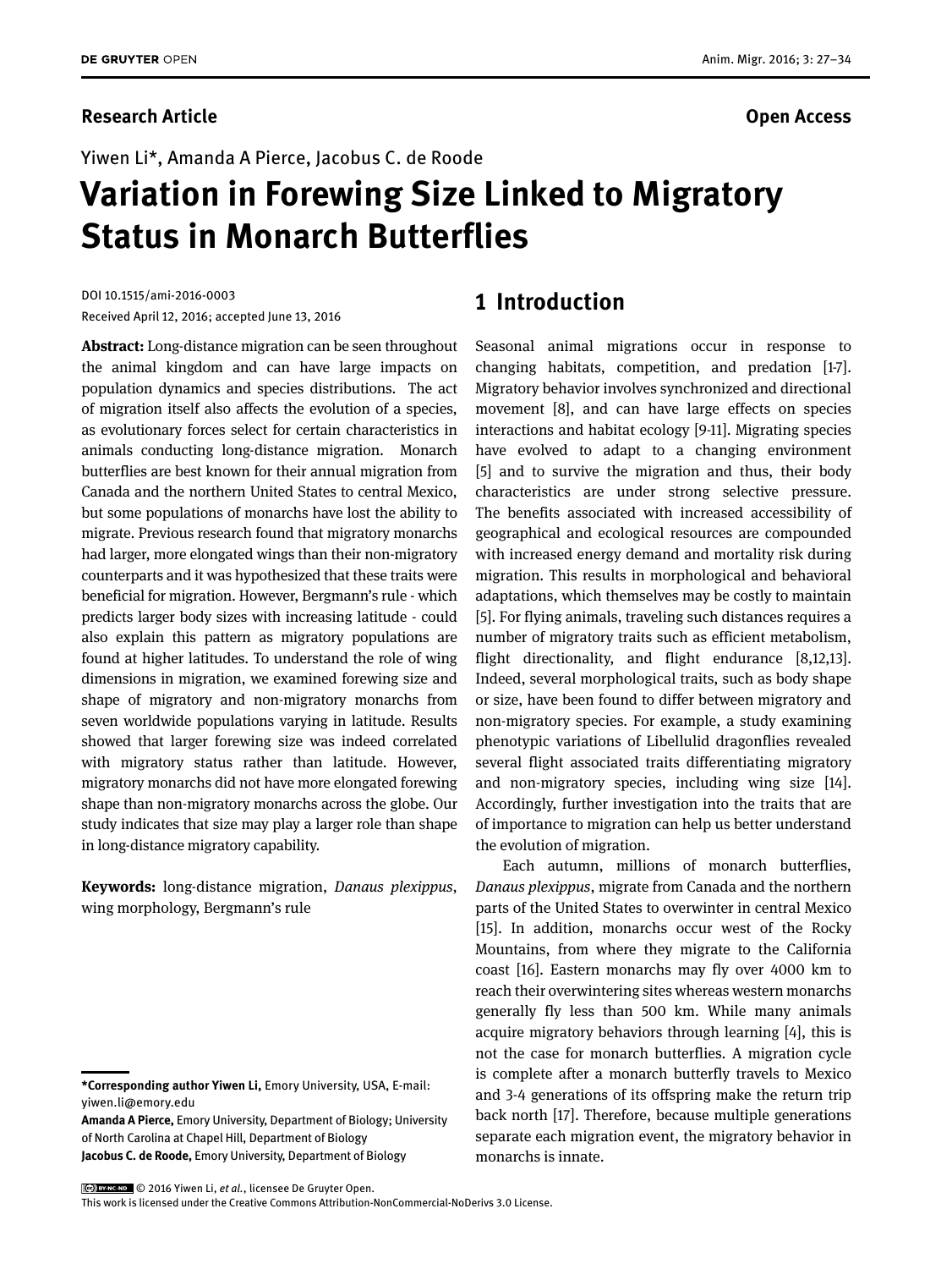**Research Article** **Open Access**

Yiwen Li*, Amanda A Pierce, Jacobus C. de Roode

# Variation in Forewing Size Linked to Migratory Status in Monarch Butterflies

DOI 10.1515/ami-2016-0003
Received April 12, 2016; accepted June 13, 2016

**Abstract:** Long-distance migration can be seen throughout the animal kingdom and can have large impacts on population dynamics and species distributions. The act of migration itself also affects the evolution of a species, as evolutionary forces select for certain characteristics in animals conducting long-distance migration. Monarch butterflies are best known for their annual migration from Canada and the northern United States to central Mexico, but some populations of monarchs have lost the ability to migrate. Previous research found that migratory monarchs had larger, more elongated wings than their non-migratory counterparts and it was hypothesized that these traits were beneficial for migration. However, Bergmann's rule - which predicts larger body sizes with increasing latitude - could also explain this pattern as migratory populations are found at higher latitudes. To understand the role of wing dimensions in migration, we examined forewing size and shape of migratory and non-migratory monarchs from seven worldwide populations varying in latitude. Results showed that larger forewing size was indeed correlated with migratory status rather than latitude. However, migratory monarchs did not have more elongated forewing shape than non-migratory monarchs across the globe. Our study indicates that size may play a larger role than shape in long-distance migratory capability.

**Keywords:** long-distance migration, *Danaus plexippus*, wing morphology, Bergmann's rule

**\*Corresponding author Yiwen Li,** Emory University, USA, E-mail: yiwen.li@emory.edu
**Amanda A Pierce,** Emory University, Department of Biology; University of North Carolina at Chapel Hill, Department of Biology
**Jacobus C. de Roode,** Emory University, Department of Biology

## 1 Introduction

Seasonal animal migrations occur in response to changing habitats, competition, and predation [1-7]. Migratory behavior involves synchronized and directional movement [8], and can have large effects on species interactions and habitat ecology [9-11]. Migrating species have evolved to adapt to a changing environment [5] and to survive the migration and thus, their body characteristics are under strong selective pressure. The benefits associated with increased accessibility of geographical and ecological resources are compounded with increased energy demand and mortality risk during migration. This results in morphological and behavioral adaptations, which themselves may be costly to maintain [5]. For flying animals, traveling such distances requires a number of migratory traits such as efficient metabolism, flight directionality, and flight endurance [8,12,13]. Indeed, several morphological traits, such as body shape or size, have been found to differ between migratory and non-migratory species. For example, a study examining phenotypic variations of Libellulid dragonflies revealed several flight associated traits differentiating migratory and non-migratory species, including wing size [14]. Accordingly, further investigation into the traits that are of importance to migration can help us better understand the evolution of migration.

Each autumn, millions of monarch butterflies, *Danaus plexippus*, migrate from Canada and the northern parts of the United States to overwinter in central Mexico [15]. In addition, monarchs occur west of the Rocky Mountains, from where they migrate to the California coast [16]. Eastern monarchs may fly over 4000 km to reach their overwintering sites whereas western monarchs generally fly less than 500 km. While many animals acquire migratory behaviors through learning [4], this is not the case for monarch butterflies. A migration cycle is complete after a monarch butterfly travels to Mexico and 3-4 generations of its offspring make the return trip back north [17]. Therefore, because multiple generations separate each migration event, the migratory behavior in monarchs is innate.

© 2016 Yiwen Li, *et al.*, licensee De Gruyter Open.
This work is licensed under the Creative Commons Attribution-NonCommercial-NoDerivs 3.0 License.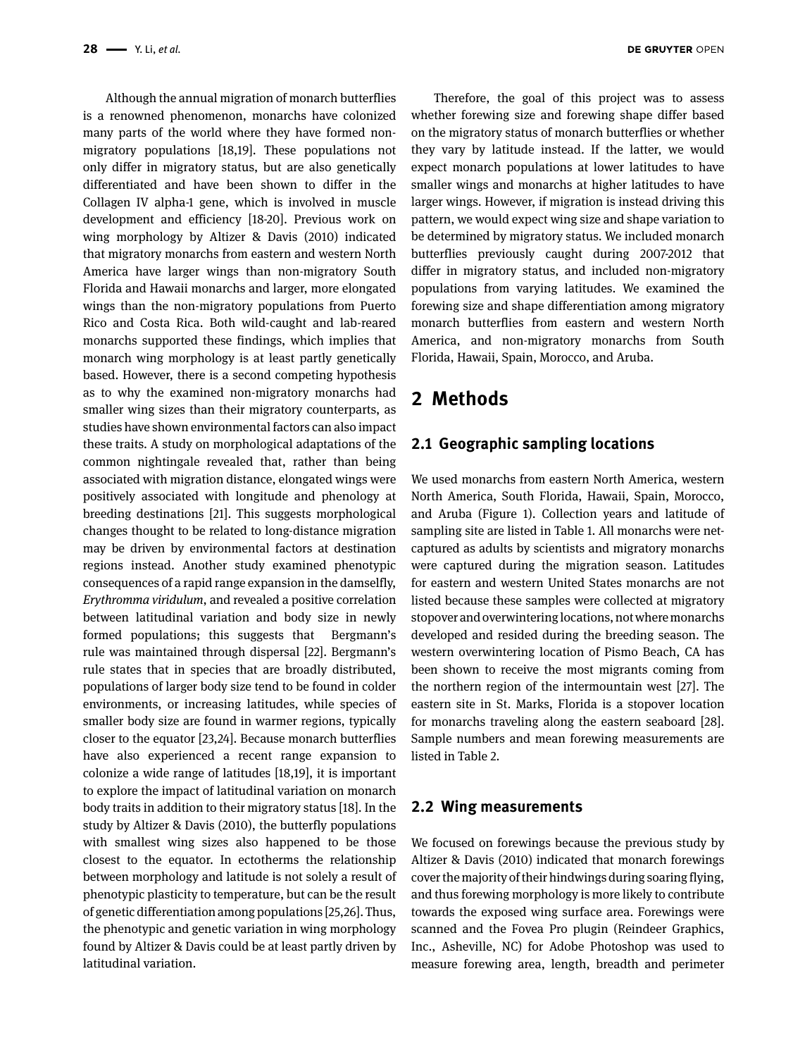Although the annual migration of monarch butterflies is a renowned phenomenon, monarchs have colonized many parts of the world where they have formed non-migratory populations [18,19]. These populations not only differ in migratory status, but are also genetically differentiated and have been shown to differ in the Collagen IV alpha-1 gene, which is involved in muscle development and efficiency [18-20]. Previous work on wing morphology by Altizer & Davis (2010) indicated that migratory monarchs from eastern and western North America have larger wings than non-migratory South Florida and Hawaii monarchs and larger, more elongated wings than the non-migratory populations from Puerto Rico and Costa Rica. Both wild-caught and lab-reared monarchs supported these findings, which implies that monarch wing morphology is at least partly genetically based. However, there is a second competing hypothesis as to why the examined non-migratory monarchs had smaller wing sizes than their migratory counterparts, as studies have shown environmental factors can also impact these traits. A study on morphological adaptations of the common nightingale revealed that, rather than being associated with migration distance, elongated wings were positively associated with longitude and phenology at breeding destinations [21]. This suggests morphological changes thought to be related to long-distance migration may be driven by environmental factors at destination regions instead. Another study examined phenotypic consequences of a rapid range expansion in the damselfly, *Erythromma viridulum*, and revealed a positive correlation between latitudinal variation and body size in newly formed populations; this suggests that Bergmann's rule was maintained through dispersal [22]. Bergmann's rule states that in species that are broadly distributed, populations of larger body size tend to be found in colder environments, or increasing latitudes, while species of smaller body size are found in warmer regions, typically closer to the equator [23,24]. Because monarch butterflies have also experienced a recent range expansion to colonize a wide range of latitudes [18,19], it is important to explore the impact of latitudinal variation on monarch body traits in addition to their migratory status [18]. In the study by Altizer & Davis (2010), the butterfly populations with smallest wing sizes also happened to be those closest to the equator. In ectotherms the relationship between morphology and latitude is not solely a result of phenotypic plasticity to temperature, but can be the result of genetic differentiation among populations [25,26]. Thus, the phenotypic and genetic variation in wing morphology found by Altizer & Davis could be at least partly driven by latitudinal variation.

Therefore, the goal of this project was to assess whether forewing size and forewing shape differ based on the migratory status of monarch butterflies or whether they vary by latitude instead. If the latter, we would expect monarch populations at lower latitudes to have smaller wings and monarchs at higher latitudes to have larger wings. However, if migration is instead driving this pattern, we would expect wing size and shape variation to be determined by migratory status. We included monarch butterflies previously caught during 2007-2012 that differ in migratory status, and included non-migratory populations from varying latitudes. We examined the forewing size and shape differentiation among migratory monarch butterflies from eastern and western North America, and non-migratory monarchs from South Florida, Hawaii, Spain, Morocco, and Aruba.

# 2 Methods

## 2.1 Geographic sampling locations

We used monarchs from eastern North America, western North America, South Florida, Hawaii, Spain, Morocco, and Aruba (Figure 1). Collection years and latitude of sampling site are listed in Table 1. All monarchs were net-captured as adults by scientists and migratory monarchs were captured during the migration season. Latitudes for eastern and western United States monarchs are not listed because these samples were collected at migratory stopover and overwintering locations, not where monarchs developed and resided during the breeding season. The western overwintering location of Pismo Beach, CA has been shown to receive the most migrants coming from the northern region of the intermountain west [27]. The eastern site in St. Marks, Florida is a stopover location for monarchs traveling along the eastern seaboard [28]. Sample numbers and mean forewing measurements are listed in Table 2.

## 2.2 Wing measurements

We focused on forewings because the previous study by Altizer & Davis (2010) indicated that monarch forewings cover the majority of their hindwings during soaring flying, and thus forewing morphology is more likely to contribute towards the exposed wing surface area. Forewings were scanned and the Fovea Pro plugin (Reindeer Graphics, Inc., Asheville, NC) for Adobe Photoshop was used to measure forewing area, length, breadth and perimeter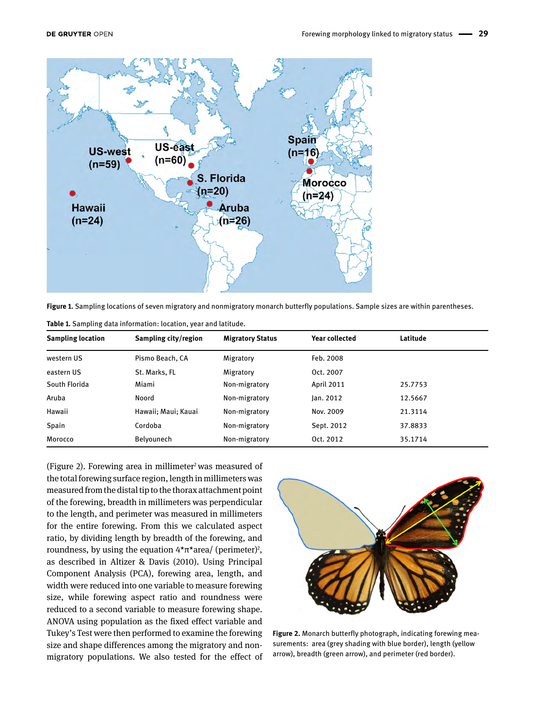Figure 1. Sampling locations of seven migratory and nonmigratory monarch butterfly populations. Sample sizes are within parentheses.

Table 1. Sampling data information: location, year and latitude.

| Sampling location | Sampling city/region | Migratory Status | Year collected | Latitude |
|---|---|---|---|---|
| western US | Pismo Beach, CA | Migratory | Feb. 2008 | |
| eastern US | St. Marks, FL | Migratory | Oct. 2007 | |
| South Florida | Miami | Non-migratory | April 2011 | 25.7753 |
| Aruba | Noord | Non-migratory | Jan. 2012 | 12.5667 |
| Hawaii | Hawaii; Maui; Kauai | Non-migratory | Nov. 2009 | 21.3114 |
| Spain | Cordoba | Non-migratory | Sept. 2012 | 37.8833 |
| Morocco | Belyounech | Non-migratory | Oct. 2012 | 35.1714 |

(Figure 2). Forewing area in millimeter$^2$ was measured of the total forewing surface region, length in millimeters was measured from the distal tip to the thorax attachment point of the forewing, breadth in millimeters was perpendicular to the length, and perimeter was measured in millimeters for the entire forewing. From this we calculated aspect ratio, by dividing length by breadth of the forewing, and roundness, by using the equation $4*\pi*\text{area}/(\text{perimeter})^2$, as described in Altizer & Davis (2010). Using Principal Component Analysis (PCA), forewing area, length, and width were reduced into one variable to measure forewing size, while forewing aspect ratio and roundness were reduced to a second variable to measure forewing shape. ANOVA using population as the fixed effect variable and Tukey's Test were then performed to examine the forewing size and shape differences among the migratory and non-migratory populations. We also tested for the effect of

Figure 2. Monarch butterfly photograph, indicating forewing measurements: area (grey shading with blue border), length (yellow arrow), breadth (green arrow), and perimeter (red border).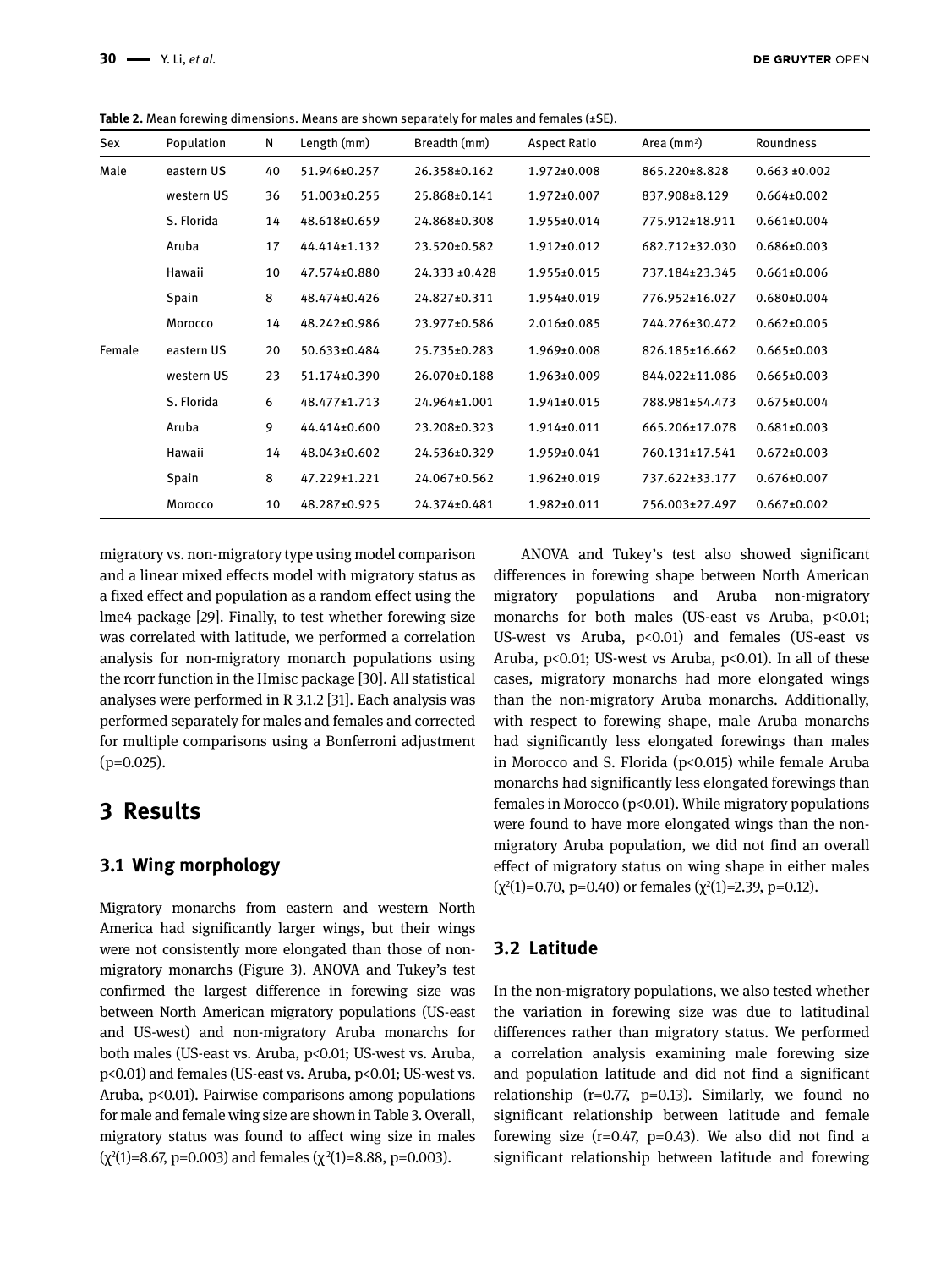**Table 2.** Mean forewing dimensions. Means are shown separately for males and females (±SE).

| Sex | Population | N | Length (mm) | Breadth (mm) | Aspect Ratio | Area (mm²) | Roundness |
|---|---|---|---|---|---|---|---|
| Male | eastern US | 40 | 51.946±0.257 | 26.358±0.162 | 1.972±0.008 | 865.220±8.828 | 0.663 ±0.002 |
| | western US | 36 | 51.003±0.255 | 25.868±0.141 | 1.972±0.007 | 837.908±8.129 | 0.664±0.002 |
| | S. Florida | 14 | 48.618±0.659 | 24.868±0.308 | 1.955±0.014 | 775.912±18.911 | 0.661±0.004 |
| | Aruba | 17 | 44.414±1.132 | 23.520±0.582 | 1.912±0.012 | 682.712±32.030 | 0.686±0.003 |
| | Hawaii | 10 | 47.574±0.880 | 24.333 ±0.428 | 1.955±0.015 | 737.184±23.345 | 0.661±0.006 |
| | Spain | 8 | 48.474±0.426 | 24.827±0.311 | 1.954±0.019 | 776.952±16.027 | 0.680±0.004 |
| | Morocco | 14 | 48.242±0.986 | 23.977±0.586 | 2.016±0.085 | 744.276±30.472 | 0.662±0.005 |
| Female | eastern US | 20 | 50.633±0.484 | 25.735±0.283 | 1.969±0.008 | 826.185±16.662 | 0.665±0.003 |
| | western US | 23 | 51.174±0.390 | 26.070±0.188 | 1.963±0.009 | 844.022±11.086 | 0.665±0.003 |
| | S. Florida | 6 | 48.477±1.713 | 24.964±1.001 | 1.941±0.015 | 788.981±54.473 | 0.675±0.004 |
| | Aruba | 9 | 44.414±0.600 | 23.208±0.323 | 1.914±0.011 | 665.206±17.078 | 0.681±0.003 |
| | Hawaii | 14 | 48.043±0.602 | 24.536±0.329 | 1.959±0.041 | 760.131±17.541 | 0.672±0.003 |
| | Spain | 8 | 47.229±1.221 | 24.067±0.562 | 1.962±0.019 | 737.622±33.177 | 0.676±0.007 |
| | Morocco | 10 | 48.287±0.925 | 24.374±0.481 | 1.982±0.011 | 756.003±27.497 | 0.667±0.002 |

migratory vs. non-migratory type using model comparison and a linear mixed effects model with migratory status as a fixed effect and population as a random effect using the lme4 package [29]. Finally, to test whether forewing size was correlated with latitude, we performed a correlation analysis for non-migratory monarch populations using the rcorr function in the Hmisc package [30]. All statistical analyses were performed in R 3.1.2 [31]. Each analysis was performed separately for males and females and corrected for multiple comparisons using a Bonferroni adjustment ($p=0.025$).

# 3 Results

## 3.1 Wing morphology

Migratory monarchs from eastern and western North America had significantly larger wings, but their wings were not consistently more elongated than those of non-migratory monarchs (Figure 3). ANOVA and Tukey's test confirmed the largest difference in forewing size was between North American migratory populations (US-east and US-west) and non-migratory Aruba monarchs for both males (US-east vs. Aruba, $p<0.01$; US-west vs. Aruba, $p<0.01$) and females (US-east vs. Aruba, $p<0.01$; US-west vs. Aruba, $p<0.01$). Pairwise comparisons among populations for male and female wing size are shown in Table 3. Overall, migratory status was found to affect wing size in males ($\chi^2(1)=8.67$, $p=0.003$) and females ($\chi^2(1)=8.88$, $p=0.003$).

ANOVA and Tukey's test also showed significant differences in forewing shape between North American migratory populations and Aruba non-migratory monarchs for both males (US-east vs Aruba, $p<0.01$; US-west vs Aruba, $p<0.01$) and females (US-east vs Aruba, $p<0.01$; US-west vs Aruba, $p<0.01$). In all of these cases, migratory monarchs had more elongated wings than the non-migratory Aruba monarchs. Additionally, with respect to forewing shape, male Aruba monarchs had significantly less elongated forewings than males in Morocco and S. Florida ($p<0.015$) while female Aruba monarchs had significantly less elongated forewings than females in Morocco ($p<0.01$). While migratory populations were found to have more elongated wings than the non-migratory Aruba population, we did not find an overall effect of migratory status on wing shape in either males ($\chi^2(1)=0.70$, $p=0.40$) or females ($\chi^2(1)=2.39$, $p=0.12$).

## 3.2 Latitude

In the non-migratory populations, we also tested whether the variation in forewing size was due to latitudinal differences rather than migratory status. We performed a correlation analysis examining male forewing size and population latitude and did not find a significant relationship ($r=0.77$, $p=0.13$). Similarly, we found no significant relationship between latitude and female forewing size ($r=0.47$, $p=0.43$). We also did not find a significant relationship between latitude and forewing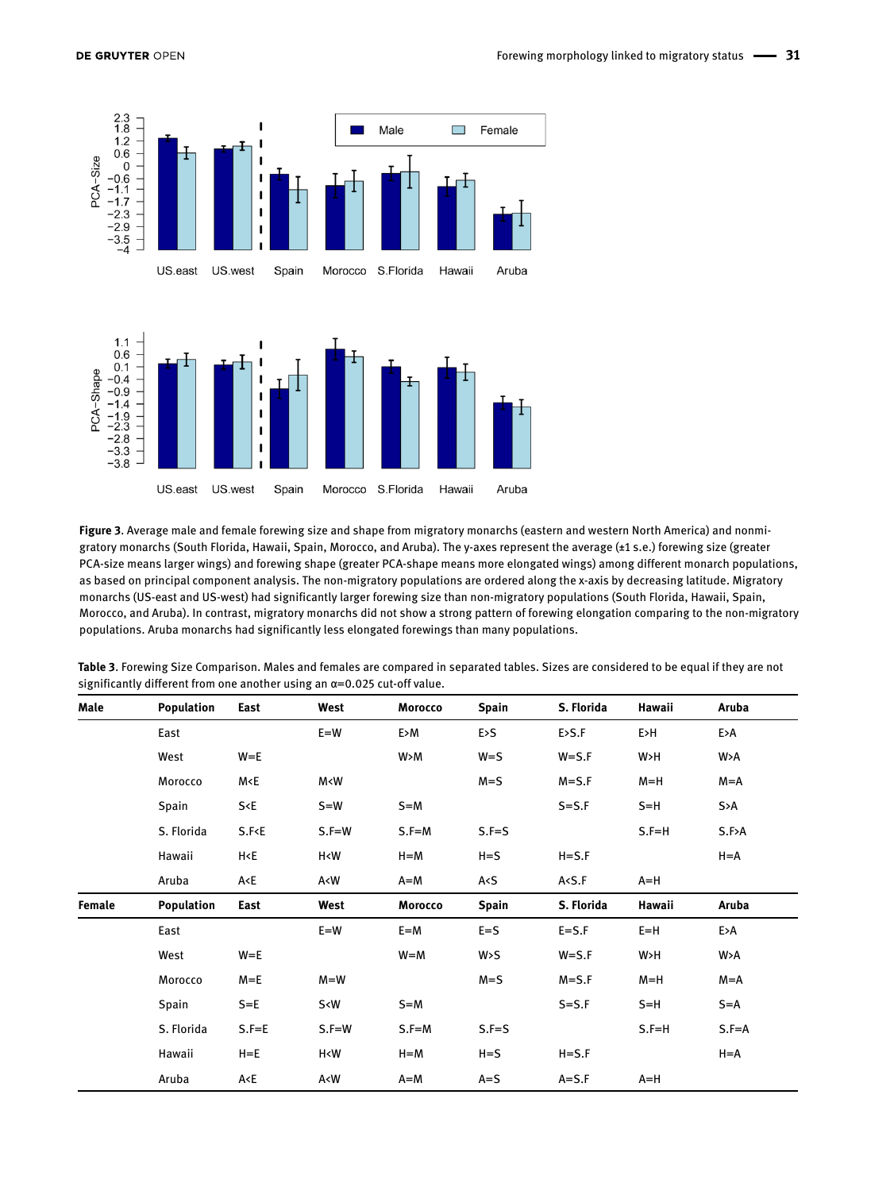**Figure 3**. Average male and female forewing size and shape from migratory monarchs (eastern and western North America) and nonmigratory monarchs (South Florida, Hawaii, Spain, Morocco, and Aruba). The y-axes represent the average (±1 s.e.) forewing size (greater PCA-size means larger wings) and forewing shape (greater PCA-shape means more elongated wings) among different monarch populations, as based on principal component analysis. The non-migratory populations are ordered along the x-axis by decreasing latitude. Migratory monarchs (US-east and US-west) had significantly larger forewing size than non-migratory populations (South Florida, Hawaii, Spain, Morocco, and Aruba). In contrast, migratory monarchs did not show a strong pattern of forewing elongation comparing to the non-migratory populations. Aruba monarchs had significantly less elongated forewings than many populations.

**Table 3**. Forewing Size Comparison. Males and females are compared in separated tables. Sizes are considered to be equal if they are not significantly different from one another using an α=0.025 cut-off value.

| Male | Population | East | West | Morocco | Spain | S. Florida | Hawaii | Aruba |
|---|---|---|---|---|---|---|---|---|
| | East | | E=W | E>M | E>S | E>S.F | E>H | E>A |
| | West | W=E | | W>M | W=S | W=S.F | W>H | W>A |
| | Morocco | M<E | M<W | | M=S | M=S.F | M=H | M=A |
| | Spain | S<E | S=W | S=M | | S=S.F | S=H | S>A |
| | S. Florida | S.F<E | S.F=W | S.F=M | S.F=S | | S.F=H | S.F>A |
| | Hawaii | H<E | H<W | H=M | H=S | H=S.F | | H=A |
| | Aruba | A<E | A<W | A=M | A<S | A<S.F | A=H | |
| **Female** | **Population** | **East** | **West** | **Morocco** | **Spain** | **S. Florida** | **Hawaii** | **Aruba** |
| | East | | E=W | E=M | E=S | E=S.F | E=H | E>A |
| | West | W=E | | W=M | W>S | W=S.F | W>H | W>A |
| | Morocco | M=E | M=W | | M=S | M=S.F | M=H | M=A |
| | Spain | S=E | S<W | S=M | | S=S.F | S=H | S=A |
| | S. Florida | S.F=E | S.F=W | S.F=M | S.F=S | | S.F=H | S.F=A |
| | Hawaii | H=E | H<W | H=M | H=S | H=S.F | | H=A |
| | Aruba | A<E | A<W | A=M | A=S | A=S.F | A=H | |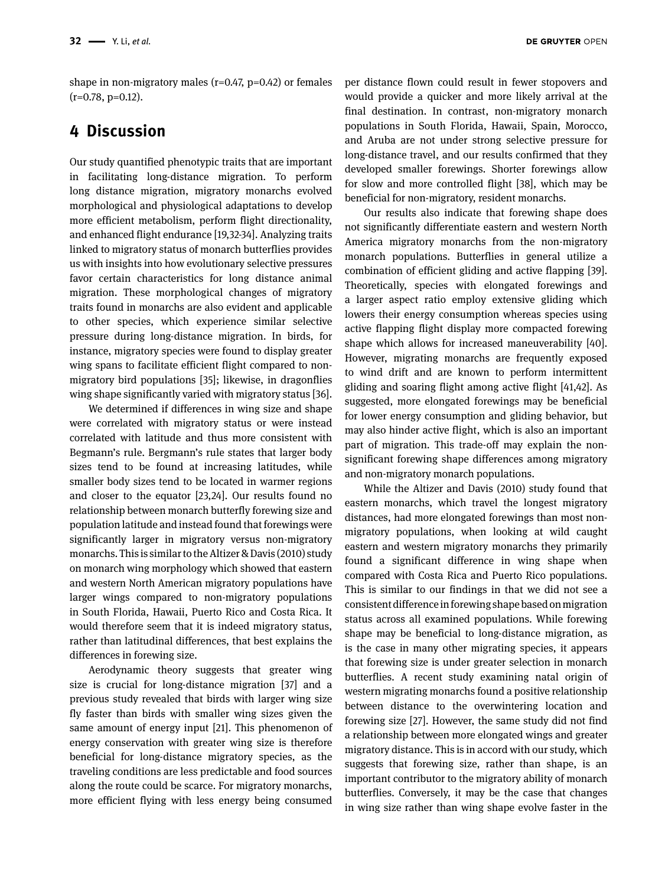shape in non-migratory males (r=0.47, p=0.42) or females (r=0.78, p=0.12).

## 4 Discussion

Our study quantified phenotypic traits that are important in facilitating long-distance migration. To perform long distance migration, migratory monarchs evolved morphological and physiological adaptations to develop more efficient metabolism, perform flight directionality, and enhanced flight endurance [19,32-34]. Analyzing traits linked to migratory status of monarch butterflies provides us with insights into how evolutionary selective pressures favor certain characteristics for long distance animal migration. These morphological changes of migratory traits found in monarchs are also evident and applicable to other species, which experience similar selective pressure during long-distance migration. In birds, for instance, migratory species were found to display greater wing spans to facilitate efficient flight compared to non-migratory bird populations [35]; likewise, in dragonflies wing shape significantly varied with migratory status [36].

We determined if differences in wing size and shape were correlated with migratory status or were instead correlated with latitude and thus more consistent with Begmann's rule. Bergmann's rule states that larger body sizes tend to be found at increasing latitudes, while smaller body sizes tend to be located in warmer regions and closer to the equator [23,24]. Our results found no relationship between monarch butterfly forewing size and population latitude and instead found that forewings were significantly larger in migratory versus non-migratory monarchs. This is similar to the Altizer & Davis (2010) study on monarch wing morphology which showed that eastern and western North American migratory populations have larger wings compared to non-migratory populations in South Florida, Hawaii, Puerto Rico and Costa Rica. It would therefore seem that it is indeed migratory status, rather than latitudinal differences, that best explains the differences in forewing size.

Aerodynamic theory suggests that greater wing size is crucial for long-distance migration [37] and a previous study revealed that birds with larger wing size fly faster than birds with smaller wing sizes given the same amount of energy input [21]. This phenomenon of energy conservation with greater wing size is therefore beneficial for long-distance migratory species, as the traveling conditions are less predictable and food sources along the route could be scarce. For migratory monarchs, more efficient flying with less energy being consumed per distance flown could result in fewer stopovers and would provide a quicker and more likely arrival at the final destination. In contrast, non-migratory monarch populations in South Florida, Hawaii, Spain, Morocco, and Aruba are not under strong selective pressure for long-distance travel, and our results confirmed that they developed smaller forewings. Shorter forewings allow for slow and more controlled flight [38], which may be beneficial for non-migratory, resident monarchs.

Our results also indicate that forewing shape does not significantly differentiate eastern and western North America migratory monarchs from the non-migratory monarch populations. Butterflies in general utilize a combination of efficient gliding and active flapping [39]. Theoretically, species with elongated forewings and a larger aspect ratio employ extensive gliding which lowers their energy consumption whereas species using active flapping flight display more compacted forewing shape which allows for increased maneuverability [40]. However, migrating monarchs are frequently exposed to wind drift and are known to perform intermittent gliding and soaring flight among active flight [41,42]. As suggested, more elongated forewings may be beneficial for lower energy consumption and gliding behavior, but may also hinder active flight, which is also an important part of migration. This trade-off may explain the non-significant forewing shape differences among migratory and non-migratory monarch populations.

While the Altizer and Davis (2010) study found that eastern monarchs, which travel the longest migratory distances, had more elongated forewings than most non-migratory populations, when looking at wild caught eastern and western migratory monarchs they primarily found a significant difference in wing shape when compared with Costa Rica and Puerto Rico populations. This is similar to our findings in that we did not see a consistent difference in forewing shape based on migration status across all examined populations. While forewing shape may be beneficial to long-distance migration, as is the case in many other migrating species, it appears that forewing size is under greater selection in monarch butterflies. A recent study examining natal origin of western migrating monarchs found a positive relationship between distance to the overwintering location and forewing size [27]. However, the same study did not find a relationship between more elongated wings and greater migratory distance. This is in accord with our study, which suggests that forewing size, rather than shape, is an important contributor to the migratory ability of monarch butterflies. Conversely, it may be the case that changes in wing size rather than wing shape evolve faster in the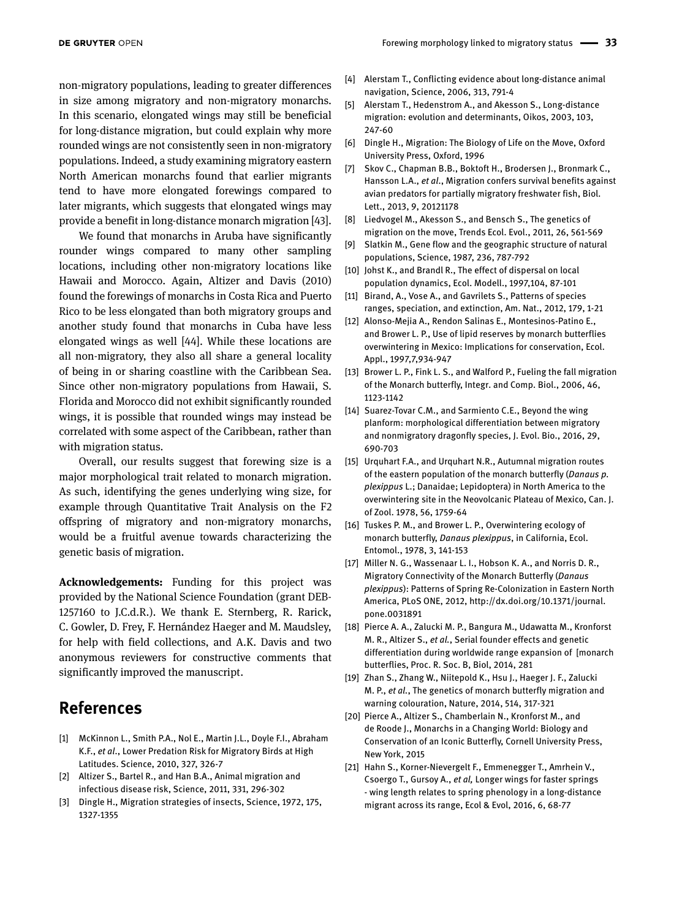non-migratory populations, leading to greater differences in size among migratory and non-migratory monarchs. In this scenario, elongated wings may still be beneficial for long-distance migration, but could explain why more rounded wings are not consistently seen in non-migratory populations. Indeed, a study examining migratory eastern North American monarchs found that earlier migrants tend to have more elongated forewings compared to later migrants, which suggests that elongated wings may provide a benefit in long-distance monarch migration [43].

We found that monarchs in Aruba have significantly rounder wings compared to many other sampling locations, including other non-migratory locations like Hawaii and Morocco. Again, Altizer and Davis (2010) found the forewings of monarchs in Costa Rica and Puerto Rico to be less elongated than both migratory groups and another study found that monarchs in Cuba have less elongated wings as well [44]. While these locations are all non-migratory, they also all share a general locality of being in or sharing coastline with the Caribbean Sea. Since other non-migratory populations from Hawaii, S. Florida and Morocco did not exhibit significantly rounded wings, it is possible that rounded wings may instead be correlated with some aspect of the Caribbean, rather than with migration status.

Overall, our results suggest that forewing size is a major morphological trait related to monarch migration. As such, identifying the genes underlying wing size, for example through Quantitative Trait Analysis on the F2 offspring of migratory and non-migratory monarchs, would be a fruitful avenue towards characterizing the genetic basis of migration.

**Acknowledgements:** Funding for this project was provided by the National Science Foundation (grant DEB-1257160 to J.C.d.R.). We thank E. Sternberg, R. Rarick, C. Gowler, D. Frey, F. Hernández Haeger and M. Maudsley, for help with field collections, and A.K. Davis and two anonymous reviewers for constructive comments that significantly improved the manuscript.

## References

[1] McKinnon L., Smith P.A., Nol E., Martin J.L., Doyle F.I., Abraham K.F., *et al.*, Lower Predation Risk for Migratory Birds at High Latitudes. Science, 2010, 327, 326-7

[2] Altizer S., Bartel R., and Han B.A., Animal migration and infectious disease risk, Science, 2011, 331, 296-302

[3] Dingle H., Migration strategies of insects, Science, 1972, 175, 1327-1355

[4] Alerstam T., Conflicting evidence about long-distance animal navigation, Science, 2006, 313, 791-4

[5] Alerstam T., Hedenstrom A., and Akesson S., Long-distance migration: evolution and determinants, Oikos, 2003, 103, 247-60

[6] Dingle H., Migration: The Biology of Life on the Move, Oxford University Press, Oxford, 1996

[7] Skov C., Chapman B.B., Boktoft H., Brodersen J., Bronmark C., Hansson L.A., *et al.*, Migration confers survival benefits against avian predators for partially migratory freshwater fish, Biol. Lett., 2013, 9, 20121178

[8] Liedvogel M., Akesson S., and Bensch S., The genetics of migration on the move, Trends Ecol. Evol., 2011, 26, 561-569

[9] Slatkin M., Gene flow and the geographic structure of natural populations, Science, 1987, 236, 787-792

[10] Johst K., and Brandl R., The effect of dispersal on local population dynamics, Ecol. Modell., 1997,104, 87-101

[11] Birand, A., Vose A., and Gavrilets S., Patterns of species ranges, speciation, and extinction, Am. Nat., 2012, 179, 1-21

[12] Alonso-Mejia A., Rendon Salinas E., Montesinos-Patino E., and Brower L. P., Use of lipid reserves by monarch butterflies overwintering in Mexico: Implications for conservation, Ecol. Appl., 1997,7,934-947

[13] Brower L. P., Fink L. S., and Walford P., Fueling the fall migration of the Monarch butterfly, Integr. and Comp. Biol., 2006, 46, 1123-1142

[14] Suarez-Tovar C.M., and Sarmiento C.E., Beyond the wing planform: morphological differentiation between migratory and nonmigratory dragonfly species, J. Evol. Bio., 2016, 29, 690-703

[15] Urquhart F.A., and Urquhart N.R., Autumnal migration routes of the eastern population of the monarch butterfly (*Danaus p. plexippus* L.; Danaidae; Lepidoptera) in North America to the overwintering site in the Neovolcanic Plateau of Mexico, Can. J. of Zool. 1978, 56, 1759-64

[16] Tuskes P. M., and Brower L. P., Overwintering ecology of monarch butterfly, *Danaus plexippus*, in California, Ecol. Entomol., 1978, 3, 141-153

[17] Miller N. G., Wassenaar L. I., Hobson K. A., and Norris D. R., Migratory Connectivity of the Monarch Butterfly (*Danaus plexippus*): Patterns of Spring Re-Colonization in Eastern North America, PLoS ONE, 2012, http://dx.doi.org/10.1371/journal.pone.0031891

[18] Pierce A. A., Zalucki M. P., Bangura M., Udawatta M., Kronforst M. R., Altizer S., *et al.*, Serial founder effects and genetic differentiation during worldwide range expansion of [monarch butterflies, Proc. R. Soc. B, Biol, 2014, 281

[19] Zhan S., Zhang W., Niitepold K., Hsu J., Haeger J. F., Zalucki M. P., *et al.*, The genetics of monarch butterfly migration and warning colouration, Nature, 2014, 514, 317-321

[20] Pierce A., Altizer S., Chamberlain N., Kronforst M., and de Roode J., Monarchs in a Changing World: Biology and Conservation of an Iconic Butterfly, Cornell University Press, New York, 2015

[21] Hahn S., Korner-Nievergelt F., Emmenegger T., Amrhein V., Csoergo T., Gursoy A., *et al,* Longer wings for faster springs - wing length relates to spring phenology in a long-distance migrant across its range, Ecol & Evol, 2016, 6, 68-77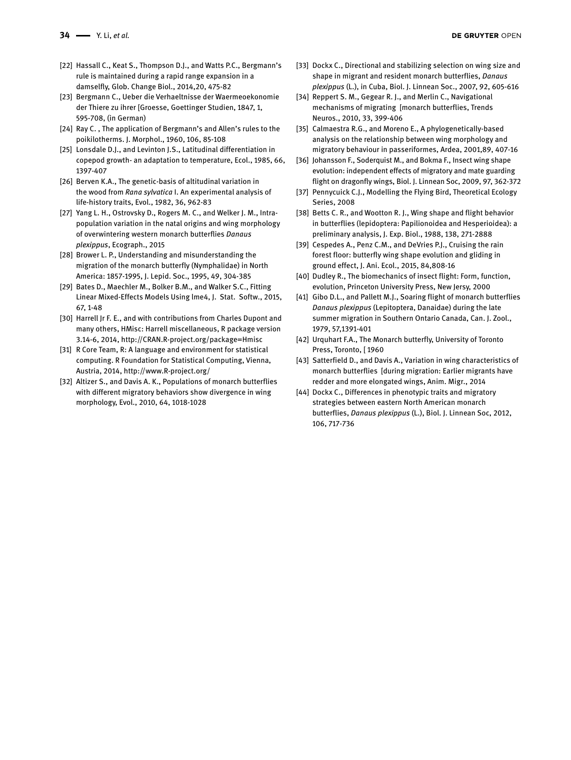[22] Hassall C., Keat S., Thompson D.J., and Watts P.C., Bergmann's rule is maintained during a rapid range expansion in a damselfly, Glob. Change Biol., 2014,20, 475-82

[23] Bergmann C., Ueber die Verhaeltnisse der Waermeoekonomie der Thiere zu ihrer [Groesse, Goettinger Studien, 1847, 1, 595-708, (in German)

[24] Ray C. , The application of Bergmann's and Allen's rules to the poikilotherms. J. Morphol., 1960, 106, 85-108

[25] Lonsdale D.J., and Levinton J.S., Latitudinal differentiation in copepod growth- an adaptation to temperature, Ecol., 1985, 66, 1397-407

[26] Berven K.A., The genetic-basis of altitudinal variation in the wood from *Rana sylvatica* I. An experimental analysis of life-history traits, Evol., 1982, 36, 962-83

[27] Yang L. H., Ostrovsky D., Rogers M. C., and Welker J. M., Intra-population variation in the natal origins and wing morphology of overwintering western monarch butterflies *Danaus plexippus*, Ecograph., 2015

[28] Brower L. P., Understanding and misunderstanding the migration of the monarch butterfly (Nymphalidae) in North America: 1857-1995, J. Lepid. Soc., 1995, 49, 304-385

[29] Bates D., Maechler M., Bolker B.M., and Walker S.C., Fitting Linear Mixed-Effects Models Using lme4, J. Stat. Softw., 2015, 67, 1-48

[30] Harrell Jr F. E., and with contributions from Charles Dupont and many others, HMisc: Harrell miscellaneous, R package version 3.14-6, 2014, http://CRAN.R-project.org/package=Hmisc

[31] R Core Team, R: A language and environment for statistical computing. R Foundation for Statistical Computing, Vienna, Austria, 2014, http://www.R-project.org/

[32] Altizer S., and Davis A. K., Populations of monarch butterflies with different migratory behaviors show divergence in wing morphology, Evol., 2010, 64, 1018-1028

[33] Dockx C., Directional and stabilizing selection on wing size and shape in migrant and resident monarch butterflies, *Danaus plexippus* (L.), in Cuba, Biol. J. Linnean Soc., 2007, 92, 605-616

[34] Reppert S. M., Gegear R. J., and Merlin C., Navigational mechanisms of migrating [monarch butterflies, Trends Neuros., 2010, 33, 399-406

[35] Calmaestra R.G., and Moreno E., A phylogenetically-based analysis on the relationship between wing morphology and migratory behaviour in passeriformes, Ardea, 2001,89, 407-16

[36] Johansson F., Soderquist M., and Bokma F., Insect wing shape evolution: independent effects of migratory and mate guarding flight on dragonfly wings, Biol. J. Linnean Soc, 2009, 97, 362-372

[37] Pennycuick C.J., Modelling the Flying Bird, Theoretical Ecology Series, 2008

[38] Betts C. R., and Wootton R. J., Wing shape and flight behavior in butterflies (lepidoptera: Papilionoidea and Hesperioidea): a preliminary analysis, J. Exp. Biol., 1988, 138, 271-2888

[39] Cespedes A., Penz C.M., and DeVries P.J., Cruising the rain forest floor: butterfly wing shape evolution and gliding in ground effect, J. Ani. Ecol., 2015, 84,808-16

[40] Dudley R., The biomechanics of insect flight: Form, function, evolution, Princeton University Press, New Jersy, 2000

[41] Gibo D.L., and Pallett M.J., Soaring flight of monarch butterflies *Danaus plexippus* (Lepitoptera, Danaidae) during the late summer migration in Southern Ontario Canada, Can. J. Zool., 1979, 57,1391-401

[42] Urquhart F.A., The Monarch butterfly, University of Toronto Press, Toronto, [ 1960

[43] Satterfield D., and Davis A., Variation in wing characteristics of monarch butterflies [during migration: Earlier migrants have redder and more elongated wings, Anim. Migr., 2014

[44] Dockx C., Differences in phenotypic traits and migratory strategies between eastern North American monarch butterflies, *Danaus plexippus* (L.), Biol. J. Linnean Soc, 2012, 106, 717-736